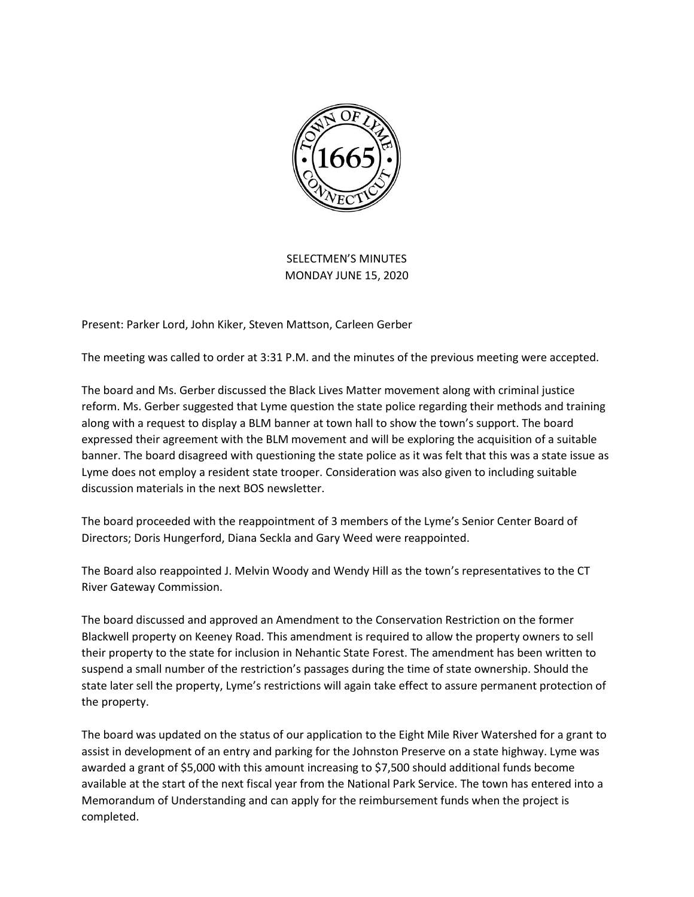# SELECTMEN'S MINUTES
## MONDAY JUNE 15, 2020

Present: Parker Lord, John Kiker, Steven Mattson, Carleen Gerber

The meeting was called to order at 3:31 P.M. and the minutes of the previous meeting were accepted.

The board and Ms. Gerber discussed the Black Lives Matter movement along with criminal justice reform. Ms. Gerber suggested that Lyme question the state police regarding their methods and training along with a request to display a BLM banner at town hall to show the town's support. The board expressed their agreement with the BLM movement and will be exploring the acquisition of a suitable banner. The board disagreed with questioning the state police as it was felt that this was a state issue as Lyme does not employ a resident state trooper. Consideration was also given to including suitable discussion materials in the next BOS newsletter.

The board proceeded with the reappointment of 3 members of the Lyme's Senior Center Board of Directors; Doris Hungerford, Diana Seckla and Gary Weed were reappointed.

The Board also reappointed J. Melvin Woody and Wendy Hill as the town's representatives to the CT River Gateway Commission.

The board discussed and approved an Amendment to the Conservation Restriction on the former Blackwell property on Keeney Road. This amendment is required to allow the property owners to sell their property to the state for inclusion in Nehantic State Forest. The amendment has been written to suspend a small number of the restriction's passages during the time of state ownership. Should the state later sell the property, Lyme's restrictions will again take effect to assure permanent protection of the property.

The board was updated on the status of our application to the Eight Mile River Watershed for a grant to assist in development of an entry and parking for the Johnston Preserve on a state highway. Lyme was awarded a grant of $5,000 with this amount increasing to $7,500 should additional funds become available at the start of the next fiscal year from the National Park Service. The town has entered into a Memorandum of Understanding and can apply for the reimbursement funds when the project is completed.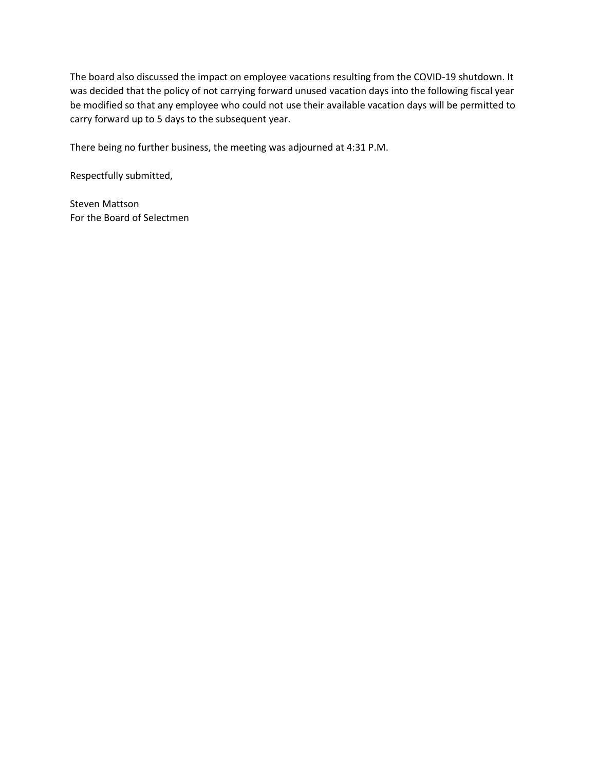The board also discussed the impact on employee vacations resulting from the COVID-19 shutdown. It was decided that the policy of not carrying forward unused vacation days into the following fiscal year be modified so that any employee who could not use their available vacation days will be permitted to carry forward up to 5 days to the subsequent year.

There being no further business, the meeting was adjourned at 4:31 P.M.

Respectfully submitted,

Steven Mattson
For the Board of Selectmen